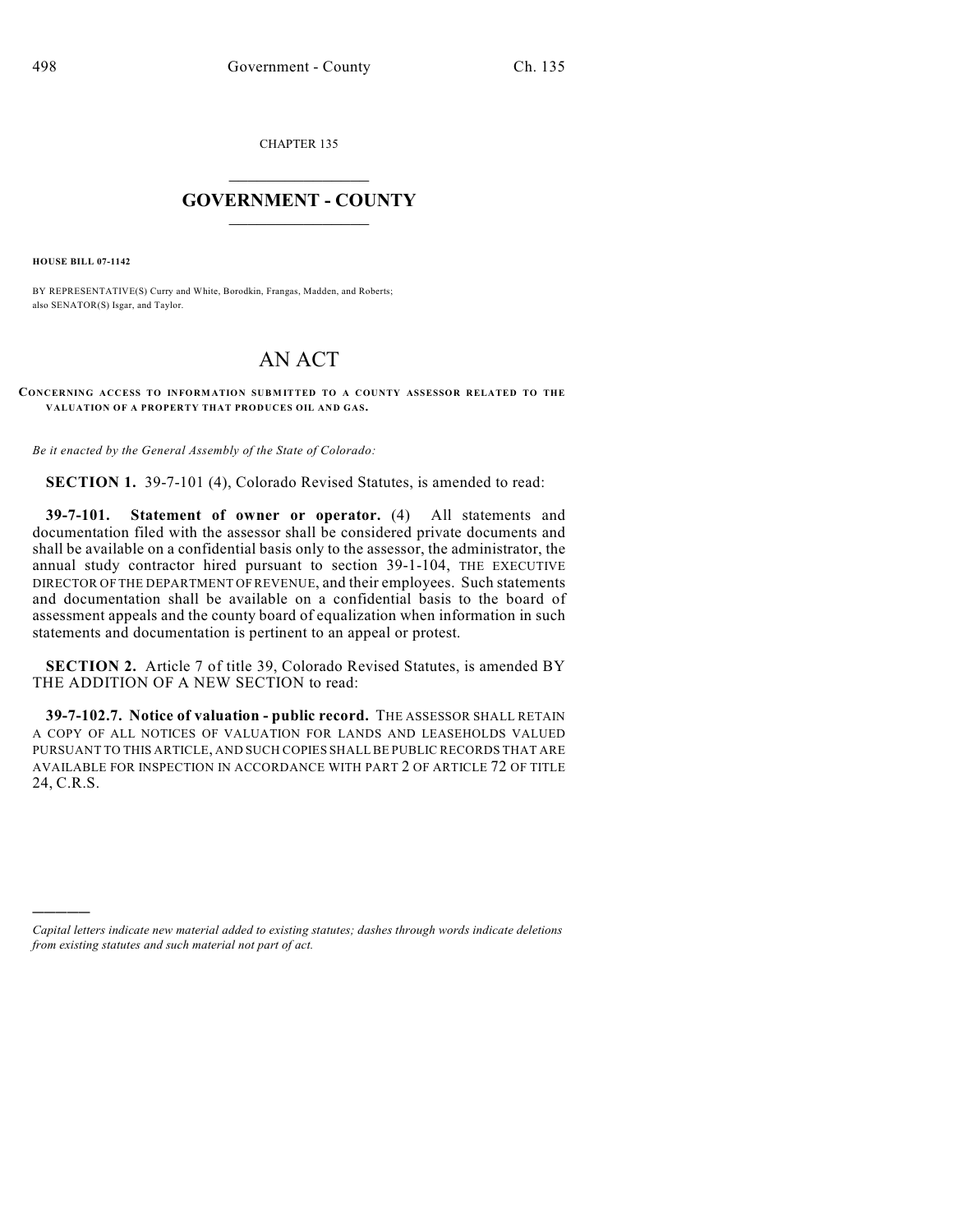CHAPTER 135

# GOVERNMENT - COUNTY

**HOUSE BILL 07-1142**

BY REPRESENTATIVE(S) Curry and White, Borodkin, Frangas, Madden, and Roberts;
also SENATOR(S) Isgar, and Taylor.

# AN ACT

**CONCERNING ACCESS TO INFORMATION SUBMITTED TO A COUNTY ASSESSOR RELATED TO THE VALUATION OF A PROPERTY THAT PRODUCES OIL AND GAS.**

*Be it enacted by the General Assembly of the State of Colorado:*

**SECTION 1.** 39-7-101 (4), Colorado Revised Statutes, is amended to read:

**39-7-101. Statement of owner or operator.** (4) All statements and documentation filed with the assessor shall be considered private documents and shall be available on a confidential basis only to the assessor, the administrator, the annual study contractor hired pursuant to section 39-1-104, THE EXECUTIVE DIRECTOR OF THE DEPARTMENT OF REVENUE, and their employees. Such statements and documentation shall be available on a confidential basis to the board of assessment appeals and the county board of equalization when information in such statements and documentation is pertinent to an appeal or protest.

**SECTION 2.** Article 7 of title 39, Colorado Revised Statutes, is amended BY THE ADDITION OF A NEW SECTION to read:

**39-7-102.7. Notice of valuation - public record.** THE ASSESSOR SHALL RETAIN A COPY OF ALL NOTICES OF VALUATION FOR LANDS AND LEASEHOLDS VALUED PURSUANT TO THIS ARTICLE, AND SUCH COPIES SHALL BE PUBLIC RECORDS THAT ARE AVAILABLE FOR INSPECTION IN ACCORDANCE WITH PART 2 OF ARTICLE 72 OF TITLE 24, C.R.S.

---

*Capital letters indicate new material added to existing statutes; dashes through words indicate deletions from existing statutes and such material not part of act.*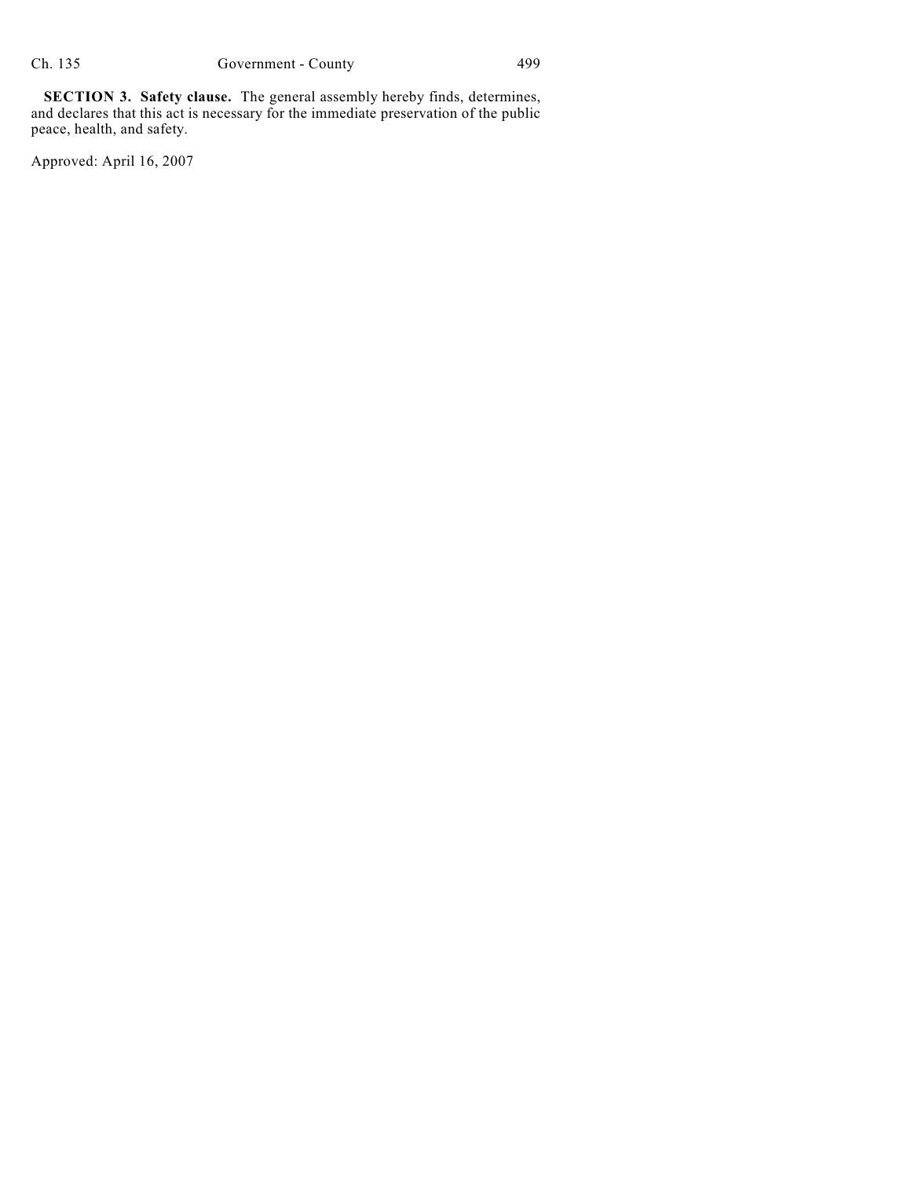**SECTION 3. Safety clause.** The general assembly hereby finds, determines, and declares that this act is necessary for the immediate preservation of the public peace, health, and safety.

Approved: April 16, 2007